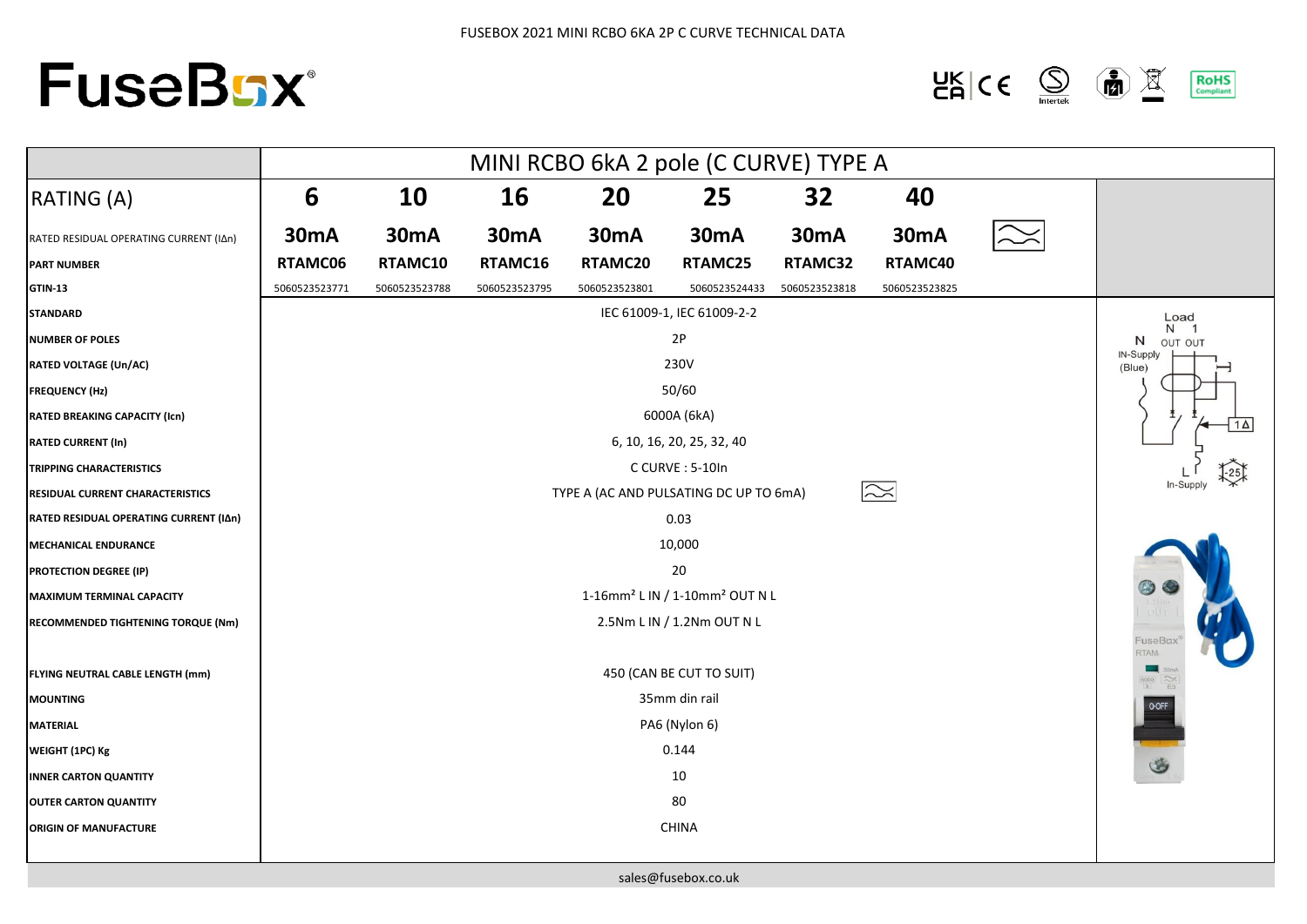FUSEBOX 2021 MINI RCBO 6KA 2P C CURVE TECHNICAL DATA

# FuseBox

| | MINI RCBO 6kA 2 pole (C CURVE) TYPE A | | | | | | |
|---|---|---|---|---|---|---|---|
| RATING (A) | 6 | 10 | 16 | 20 | 25 | 32 | 40 |
| RATED RESIDUAL OPERATING CURRENT (IΔn) | 30mA | 30mA | 30mA | 30mA | 30mA | 30mA | 30mA |
| PART NUMBER | RTAMC06 | RTAMC10 | RTAMC16 | RTAMC20 | RTAMC25 | RTAMC32 | RTAMC40 |
| GTIN-13 | 5060523523771 | 5060523523788 | 5060523523795 | 5060523523801 | 5060523524433 | 5060523523818 | 5060523523825 |
| STANDARD | IEC 61009-1, IEC 61009-2-2 | | | | | | |
| NUMBER OF POLES | 2P | | | | | | |
| RATED VOLTAGE (Un/AC) | 230V | | | | | | |
| FREQUENCY (Hz) | 50/60 | | | | | | |
| RATED BREAKING CAPACITY (Icn) | 6000A (6kA) | | | | | | |
| RATED CURRENT (In) | 6, 10, 16, 20, 25, 32, 40 | | | | | | |
| TRIPPING CHARACTERISTICS | C CURVE : 5-10In | | | | | | |
| RESIDUAL CURRENT CHARACTERISTICS | TYPE A (AC AND PULSATING DC UP TO 6mA) | | | | | | |
| RATED RESIDUAL OPERATING CURRENT (IΔn) | 0.03 | | | | | | |
| MECHANICAL ENDURANCE | 10,000 | | | | | | |
| PROTECTION DEGREE (IP) | 20 | | | | | | |
| MAXIMUM TERMINAL CAPACITY | 1-16mm² L IN / 1-10mm² OUT N L | | | | | | |
| RECOMMENDED TIGHTENING TORQUE (Nm) | 2.5Nm L IN / 1.2Nm OUT N L | | | | | | |
| FLYING NEUTRAL CABLE LENGTH (mm) | 450 (CAN BE CUT TO SUIT) | | | | | | |
| MOUNTING | 35mm din rail | | | | | | |
| MATERIAL | PA6 (Nylon 6) | | | | | | |
| WEIGHT (1PC) Kg | 0.144 | | | | | | |
| INNER CARTON QUANTITY | 10 | | | | | | |
| OUTER CARTON QUANTITY | 80 | | | | | | |
| ORIGIN OF MANUFACTURE | CHINA | | | | | | |

Load N 1 OUT OUT
N IN-Supply (Blue)
L In-Supply

sales@fusebox.co.uk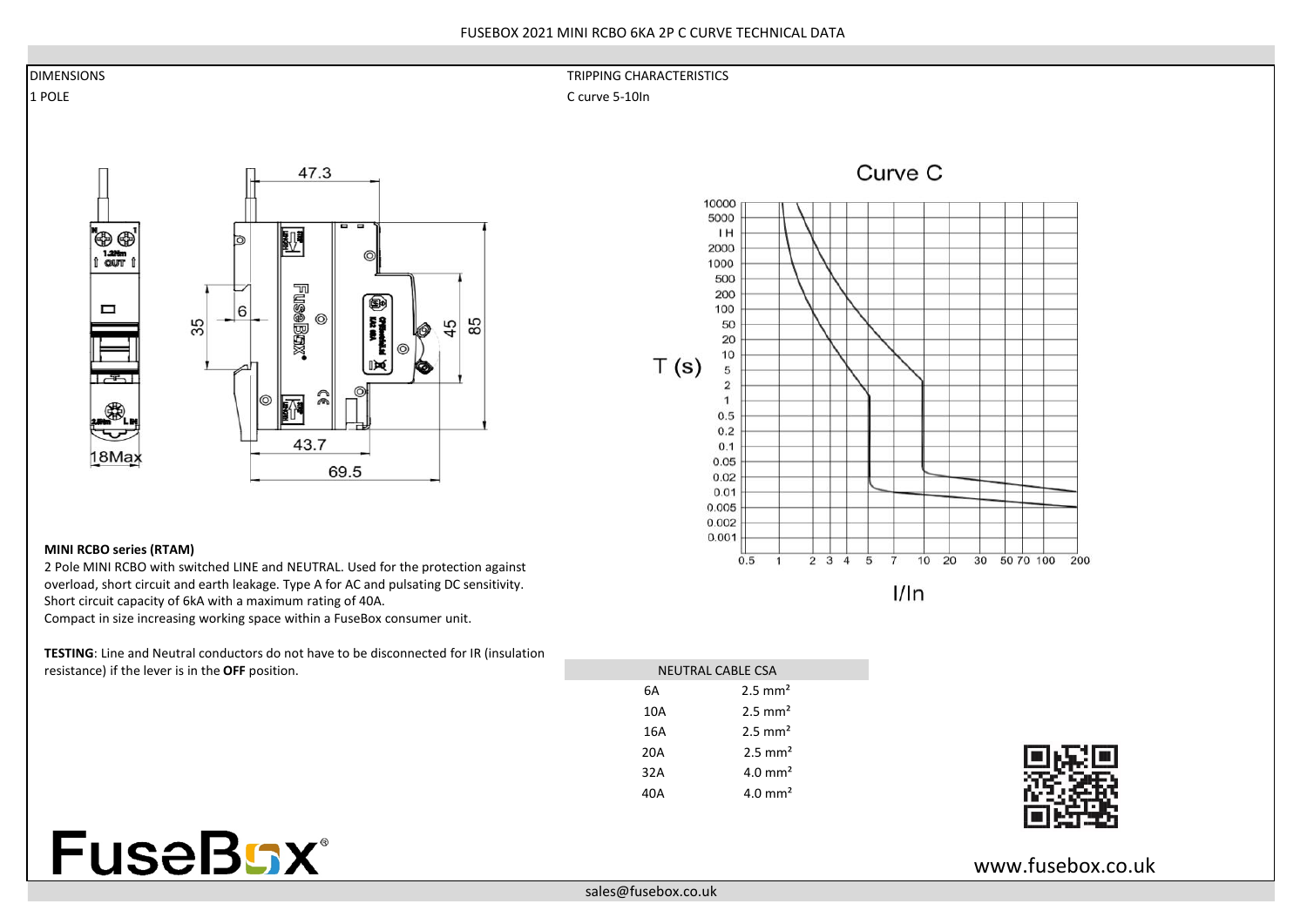FUSEBOX 2021 MINI RCBO 6KA 2P C CURVE TECHNICAL DATA

DIMENSIONS

1 POLE

47.3

35

6

45

85

43.7

69.5

18Max

TRIPPING CHARACTERISTICS

C curve 5-10In

Curve C

T (s)

10000
5000
1 H
2000
1000
500
200
100
50
20
10
5
2
1
0.5
0.2
0.1
0.05
0.02
0.01
0.005
0.002
0.001

0.5 1 2 3 4 5 7 10 20 30 50 70 100 200

I/In

**MINI RCBO series (RTAM)**

2 Pole MINI RCBO with switched LINE and NEUTRAL. Used for the protection against overload, short circuit and earth leakage. Type A for AC and pulsating DC sensitivity. Short circuit capacity of 6kA with a maximum rating of 40A.
Compact in size increasing working space within a FuseBox consumer unit.

**TESTING**: Line and Neutral conductors do not have to be disconnected for IR (insulation resistance) if the lever is in the **OFF** position.

| NEUTRAL CABLE CSA | |
|---|---|
| 6A | 2.5 mm² |
| 10A | 2.5 mm² |
| 16A | 2.5 mm² |
| 20A | 2.5 mm² |
| 32A | 4.0 mm² |
| 40A | 4.0 mm² |

FuseBox®

www.fusebox.co.uk

sales@fusebox.co.uk